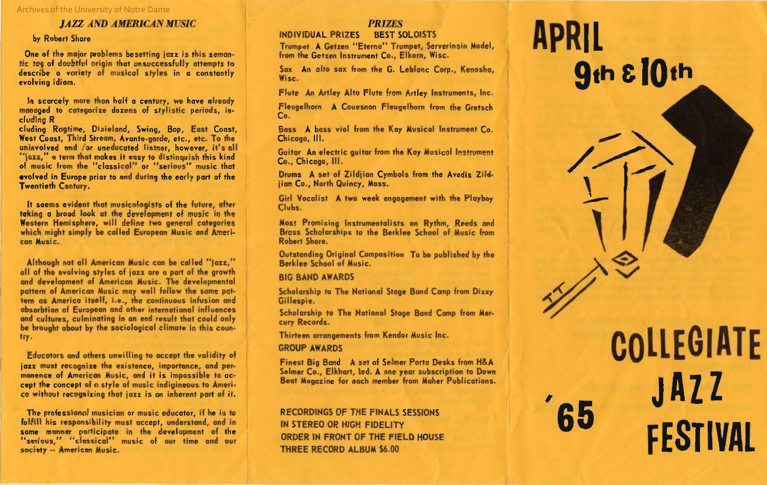## JAZZ AND AMERICAN MUSIC

by Robert Share

One of the major problems besetting jazz is this semantic tag of doubtful origin that unsuccessfully attempts to describe a variety of musical styles in a constantly evolving idiom.

In scarcely more than half a century, we have already managed to categorize dozens of stylistic periods, including R
cluding Ragtime, Dixieland, Swing, Bop, East Coast, West Coast, Third Stream, Avante-garde, etc., etc. To the uninvolved and /or uneducated listner, however, it's all "jazz," a term that makes it easy to distinguish this kind of music from the "classical" or "serious" music that evolved in Europe prior to and during the early part of the Twentieth Century.

It seems evident that musicologists of the future, after taking a broad look at the development of music in the Western Hemisphere, will define two general categories which might simply be called European Music and American Music.

Although not all American Music can be called "jazz," all of the evolving styles of jazz are a part of the growth and development of American Music. The developmental pattern of American Music may well follow the same pattern as America itself, i.e., the continuous infusion and absorbtion of European and other international influences and cultures, culminating in an end result that could only be brought about by the sociological climate in this country.

Educators and others unwilling to accept the validity of jazz must recognize the existence, importance, and permanence of American Music, and it is impossible to accept the concept of a style of music indigineous to America without recognizing that jazz is an inherent part of it.

The professional musician or music educator, if he is to fulfill his responsibility must accept, understand, and in some manner participate in the development of the "serious," "classical" music of our time and our society -- American Music.

## PRIZES

### INDIVIDUAL PRIZES BEST SOLOISTS

Trumpet A Getzen "Eterna" Trumpet, Serverinsin Model, from the Getzen Instrument Co., Elkorn, Wisc.

Sax An alto sax from the G. Leblanc Corp., Kenosha, Wisc.

Flute An Artley Alto Flute from Artley Instruments, Inc.

Fleugelhorn A Couesnon Fleugelhorn from the Gretsch Co.

Bass A bass viol from the Kay Musical Instrument Co. Chicago, Ill.

Guitar An electric guitar from the Kay Musical Instrument Co., Chicago, Ill.

Drums A set of Zildjian Cymbols from the Avedis Zildjian Co., North Quincy, Mass.

Girl Vocalist A two week engagement with the Playboy Clubs.

Most Promising Instrumentalists on Rythm, Reeds and Brass Scholarships to the Berklee School of Music from Robert Share.

Outstanding Original Composition To be published by the Berklee School of Music.

### BIG BAND AWARDS

Scholarship to The National Stage Band Camp from Dizzy Gillespie.

Scholarship to The National Stage Band Camp from Mercury Records.

Thirteen arrangements from Kendor Music Inc.

### GROUP AWARDS

Finest Big Band A set of Selmer Porta Desks from H&A Selmer Co., Elkhart, Ind. A one year subscription to Down Beat Magazine for each member from Maher Publications.

RECORDINGS OF THE FINALS SESSIONS
IN STEREO OR HIGH FIDELITY
ORDER IN FRONT OF THE FIELD HOUSE
THREE RECORD ALBUM $6.00

# APRIL 9th & 10th

# '65 COLLEGIATE JAZZ FESTIVAL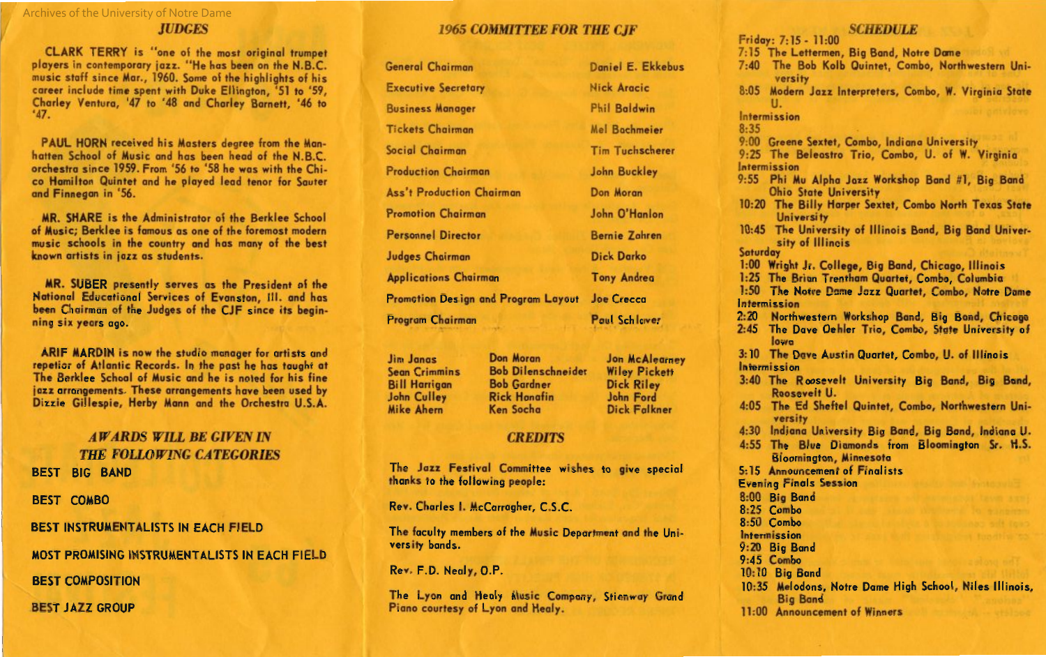## JUDGES

**CLARK TERRY** is "one of the most original trumpet players in contemporary jazz." He has been on the N.B.C. music staff since Mar., 1960. Some of the highlights of his career include time spent with Duke Ellington, '51 to '59, Charley Ventura, '47 to '48 and Charley Barnett, '46 to '47.

**PAUL HORN** received his Masters degree from the Manhatten School of Music and has been head of the N.B.C. orchestra since 1959. From '56 to '58 he was with the Chico Hamilton Quintet and he played lead tenor for Sauter and Finnegan in '56.

**MR. SHARE** is the Administrator of the Berklee School of Music; Berklee is famous as one of the foremost modern music schools in the country and has many of the best known artists in jazz as students.

**MR. SUBER** presently serves as the President of the National Educational Services of Evanston, Ill. and has been Chairman of the Judges of the CJF since its beginning six years ago.

**ARIF MARDIN** is now the studio manager for artists and repetior of Atlantic Records. In the past he has taught at The Berklee School of Music and he is noted for his fine jazz arrangements. These arrangements have been used by Dizzie Gillespie, Herby Mann and the Orchestra U.S.A.

## AWARDS WILL BE GIVEN IN THE FOLLOWING CATEGORIES

BEST BIG BAND

BEST COMBO

BEST INSTRUMENTALISTS IN EACH FIELD

MOST PROMISING INSTRUMENTALISTS IN EACH FIELD

BEST COMPOSITION

BEST JAZZ GROUP

## 1965 COMMITTEE FOR THE CJF

| | |
|---|---|
| General Chairman | Daniel E. Ekkebus |
| Executive Secretary | Nick Aracic |
| Business Manager | Phil Baldwin |
| Tickets Chairman | Mel Bachmeier |
| Social Chairman | Tim Tuchscherer |
| Production Chairman | John Buckley |
| Ass't Production Chairman | Don Moran |
| Promotion Chairman | John O'Hanlon |
| Personnel Director | Bernie Zahren |
| Judges Chairman | Dick Darko |
| Applications Chairman | Tony Andrea |
| Promotion Design and Program Layout | Joe Crecca |
| Program Chairman | Paul Schlaver |

| | | |
|---|---|---|
| Jim Janas | Don Moran | Jon McAlearney |
| Sean Crimmins | Bob Dilenschneider | Wiley Pickett |
| Bill Harrigan | Bob Gardner | Dick Riley |
| John Culley | Rick Hanafin | John Ford |
| Mike Ahern | Ken Socha | Dick Falkner |

## CREDITS

The Jazz Festival Committee wishes to give special thanks to the following people:

Rev. Charles I. McCarragher, C.S.C.

The faculty members of the Music Department and the University bands.

Rev. F.D. Nealy, O.P.

The Lyon and Healy Music Company, Stienway Grand Piano courtesy of Lyon and Healy.

## SCHEDULE

Friday: 7:15 - 11:00

7:15 The Lettermen, Big Band, Notre Dame
7:40 The Bob Kolb Quintet, Combo, Northwestern University
8:05 Modern Jazz Interpreters, Combo, W. Virginia State U.
Intermission
8:35
9:00 Greene Sextet, Combo, Indiana University
9:25 The Beleostro Trio, Combo, U. of W. Virginia
Intermission
9:55 Phi Mu Alpha Jazz Workshop Band #1, Big Band Ohio State University
10:20 The Billy Harper Sextet, Combo North Texas State University
10:45 The University of Illinois Band, Big Band University of Illinois

Saturday

1:00 Wright Jr. College, Big Band, Chicago, Illinois
1:25 The Brian Trentham Quartet, Combo, Columbia
1:50 The Notre Dame Jazz Quartet, Combo, Notre Dame
Intermission
2:20 Northwestern Workshop Band, Big Band, Chicago
2:45 The Dave Oehler Trio, Combo, State University of Iowa
3:10 The Dave Austin Quartet, Combo, U. of Illinois
Intermission
3:40 The Roosevelt University Big Band, Big Band, Roosevelt U.
4:05 The Ed Sheftel Quintet, Combo, Northwestern University
4:30 Indiana University Big Band, Big Band, Indiana U.
4:55 The Blue Diamonds from Bloomington Sr. H.S. Bloomington, Minnesota
5:15 Announcement of Finalists

Evening Finals Session

8:00 Big Band
8:25 Combo
8:50 Combo
Intermission
9:20 Big Band
9:45 Combo
10:10 Big Band
10:35 Melodons, Notre Dame High School, Niles Illinois, Big Band
11:00 Announcement of Winners